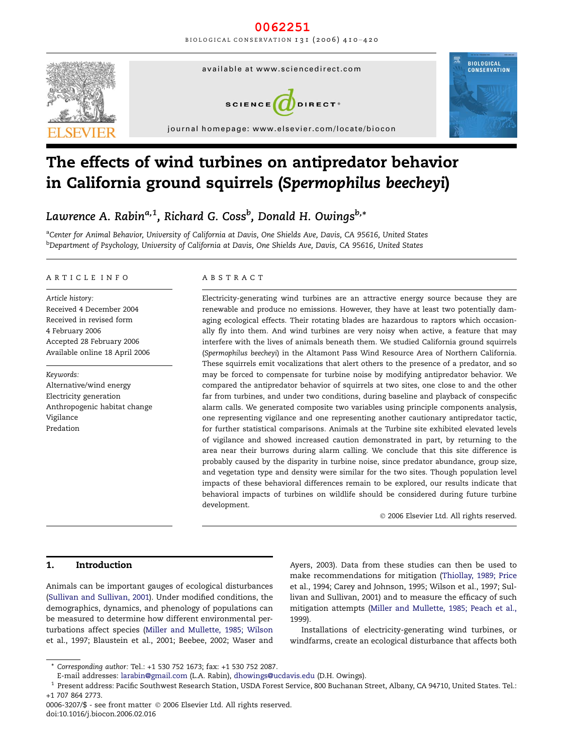# The effects of wind turbines on antipredator behavior in California ground squirrels (*Spermophilus beecheyi*)

*Lawrence A. Rabin*[a,1], *Richard G. Coss*[b], *Donald H. Owings*[b,*]

[a]Center for Animal Behavior, University of California at Davis, One Shields Ave, Davis, CA 95616, United States
[b]Department of Psychology, University of California at Davis, One Shields Ave, Davis, CA 95616, United States

## ARTICLE INFO

*Article history:*
Received 4 December 2004
Received in revised form 4 February 2006
Accepted 28 February 2006
Available online 18 April 2006

*Keywords:*
Alternative/wind energy
Electricity generation
Anthropogenic habitat change
Vigilance
Predation

## ABSTRACT

Electricity-generating wind turbines are an attractive energy source because they are renewable and produce no emissions. However, they have at least two potentially damaging ecological effects. Their rotating blades are hazardous to raptors which occasionally fly into them. And wind turbines are very noisy when active, a feature that may interfere with the lives of animals beneath them. We studied California ground squirrels (*Spermophilus beecheyi*) in the Altamont Pass Wind Resource Area of Northern California. These squirrels emit vocalizations that alert others to the presence of a predator, and so may be forced to compensate for turbine noise by modifying antipredator behavior. We compared the antipredator behavior of squirrels at two sites, one close to and the other far from turbines, and under two conditions, during baseline and playback of conspecific alarm calls. We generated composite two variables using principle components analysis, one representing vigilance and one representing another cautionary antipredator tactic, for further statistical comparisons. Animals at the Turbine site exhibited elevated levels of vigilance and showed increased caution demonstrated in part, by returning to the area near their burrows during alarm calling. We conclude that this site difference is probably caused by the disparity in turbine noise, since predator abundance, group size, and vegetation type and density were similar for the two sites. Though population level impacts of these behavioral differences remain to be explored, our results indicate that behavioral impacts of turbines on wildlife should be considered during future turbine development.

© 2006 Elsevier Ltd. All rights reserved.

## 1. Introduction

Animals can be important gauges of ecological disturbances (Sullivan and Sullivan, 2001). Under modified conditions, the demographics, dynamics, and phenology of populations can be measured to determine how different environmental perturbations affect species (Miller and Mullette, 1985; Wilson et al., 1997; Blaustein et al., 2001; Beebee, 2002; Waser and Ayers, 2003). Data from these studies can then be used to make recommendations for mitigation (Thiollay, 1989; Price et al., 1994; Carey and Johnson, 1995; Wilson et al., 1997; Sullivan and Sullivan, 2001) and to measure the efficacy of such mitigation attempts (Miller and Mullette, 1985; Peach et al., 1999).

Installations of electricity-generating wind turbines, or windfarms, create an ecological disturbance that affects both

---

* Corresponding author: Tel.: +1 530 752 1673; fax: +1 530 752 2087.
E-mail addresses: larabin@gmail.com (L.A. Rabin), dhowings@ucdavis.edu (D.H. Owings).
[1] Present address: Pacific Southwest Research Station, USDA Forest Service, 800 Buchanan Street, Albany, CA 94710, United States. Tel.: +1 707 864 2773.
0006-3207/$ - see front matter © 2006 Elsevier Ltd. All rights reserved.
doi:10.1016/j.biocon.2006.02.016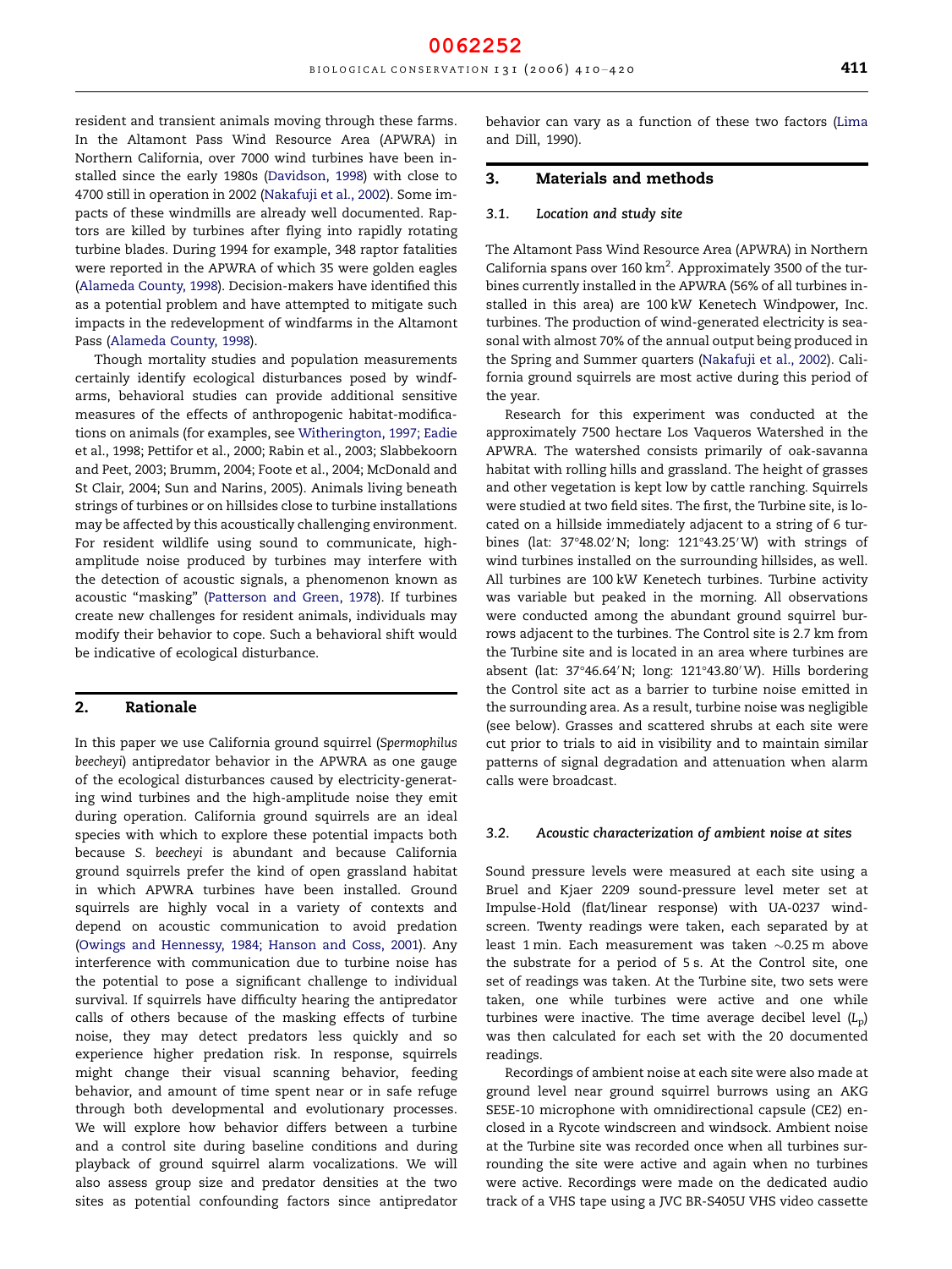resident and transient animals moving through these farms. In the Altamont Pass Wind Resource Area (APWRA) in Northern California, over 7000 wind turbines have been installed since the early 1980s (Davidson, 1998) with close to 4700 still in operation in 2002 (Nakafuji et al., 2002). Some impacts of these windmills are already well documented. Raptors are killed by turbines after flying into rapidly rotating turbine blades. During 1994 for example, 348 raptor fatalities were reported in the APWRA of which 35 were golden eagles (Alameda County, 1998). Decision-makers have identified this as a potential problem and have attempted to mitigate such impacts in the redevelopment of windfarms in the Altamont Pass (Alameda County, 1998).

Though mortality studies and population measurements certainly identify ecological disturbances posed by windfarms, behavioral studies can provide additional sensitive measures of the effects of anthropogenic habitat-modifications on animals (for examples, see Witherington, 1997; Eadie et al., 1998; Pettifor et al., 2000; Rabin et al., 2003; Slabbekoorn and Peet, 2003; Brumm, 2004; Foote et al., 2004; McDonald and St Clair, 2004; Sun and Narins, 2005). Animals living beneath strings of turbines or on hillsides close to turbine installations may be affected by this acoustically challenging environment. For resident wildlife using sound to communicate, high-amplitude noise produced by turbines may interfere with the detection of acoustic signals, a phenomenon known as acoustic "masking" (Patterson and Green, 1978). If turbines create new challenges for resident animals, individuals may modify their behavior to cope. Such a behavioral shift would be indicative of ecological disturbance.

## 2. Rationale

In this paper we use California ground squirrel (*Spermophilus beecheyi*) antipredator behavior in the APWRA as one gauge of the ecological disturbances caused by electricity-generating wind turbines and the high-amplitude noise they emit during operation. California ground squirrels are an ideal species with which to explore these potential impacts both because *S. beecheyi* is abundant and because California ground squirrels prefer the kind of open grassland habitat in which APWRA turbines have been installed. Ground squirrels are highly vocal in a variety of contexts and depend on acoustic communication to avoid predation (Owings and Hennessy, 1984; Hanson and Coss, 2001). Any interference with communication due to turbine noise has the potential to pose a significant challenge to individual survival. If squirrels have difficulty hearing the antipredator calls of others because of the masking effects of turbine noise, they may detect predators less quickly and so experience higher predation risk. In response, squirrels might change their visual scanning behavior, feeding behavior, and amount of time spent near or in safe refuge through both developmental and evolutionary processes. We will explore how behavior differs between a turbine and a control site during baseline conditions and during playback of ground squirrel alarm vocalizations. We will also assess group size and predator densities at the two sites as potential confounding factors since antipredator behavior can vary as a function of these two factors (Lima and Dill, 1990).

## 3. Materials and methods

### 3.1. Location and study site

The Altamont Pass Wind Resource Area (APWRA) in Northern California spans over 160 km$^2$. Approximately 3500 of the turbines currently installed in the APWRA (56% of all turbines installed in this area) are 100 kW Kenetech Windpower, Inc. turbines. The production of wind-generated electricity is seasonal with almost 70% of the annual output being produced in the Spring and Summer quarters (Nakafuji et al., 2002). California ground squirrels are most active during this period of the year.

Research for this experiment was conducted at the approximately 7500 hectare Los Vaqueros Watershed in the APWRA. The watershed consists primarily of oak-savanna habitat with rolling hills and grassland. The height of grasses and other vegetation is kept low by cattle ranching. Squirrels were studied at two field sites. The first, the Turbine site, is located on a hillside immediately adjacent to a string of 6 turbines (lat: 37°48.02′N; long: 121°43.25′W) with strings of wind turbines installed on the surrounding hillsides, as well. All turbines are 100 kW Kenetech turbines. Turbine activity was variable but peaked in the morning. All observations were conducted among the abundant ground squirrel burrows adjacent to the turbines. The Control site is 2.7 km from the Turbine site and is located in an area where turbines are absent (lat: 37°46.64′N; long: 121°43.80′W). Hills bordering the Control site act as a barrier to turbine noise emitted in the surrounding area. As a result, turbine noise was negligible (see below). Grasses and scattered shrubs at each site were cut prior to trials to aid in visibility and to maintain similar patterns of signal degradation and attenuation when alarm calls were broadcast.

### 3.2. Acoustic characterization of ambient noise at sites

Sound pressure levels were measured at each site using a Bruel and Kjaer 2209 sound-pressure level meter set at Impulse-Hold (flat/linear response) with UA-0237 windscreen. Twenty readings were taken, each separated by at least 1 min. Each measurement was taken ∼0.25 m above the substrate for a period of 5 s. At the Control site, one set of readings was taken. At the Turbine site, two sets were taken, one while turbines were active and one while turbines were inactive. The time average decibel level ($L_p$) was then calculated for each set with the 20 documented readings.

Recordings of ambient noise at each site were also made at ground level near ground squirrel burrows using an AKG SE5E-10 microphone with omnidirectional capsule (CE2) enclosed in a Rycote windscreen and windsock. Ambient noise at the Turbine site was recorded once when all turbines surrounding the site were active and again when no turbines were active. Recordings were made on the dedicated audio track of a VHS tape using a JVC BR-S405U VHS video cassette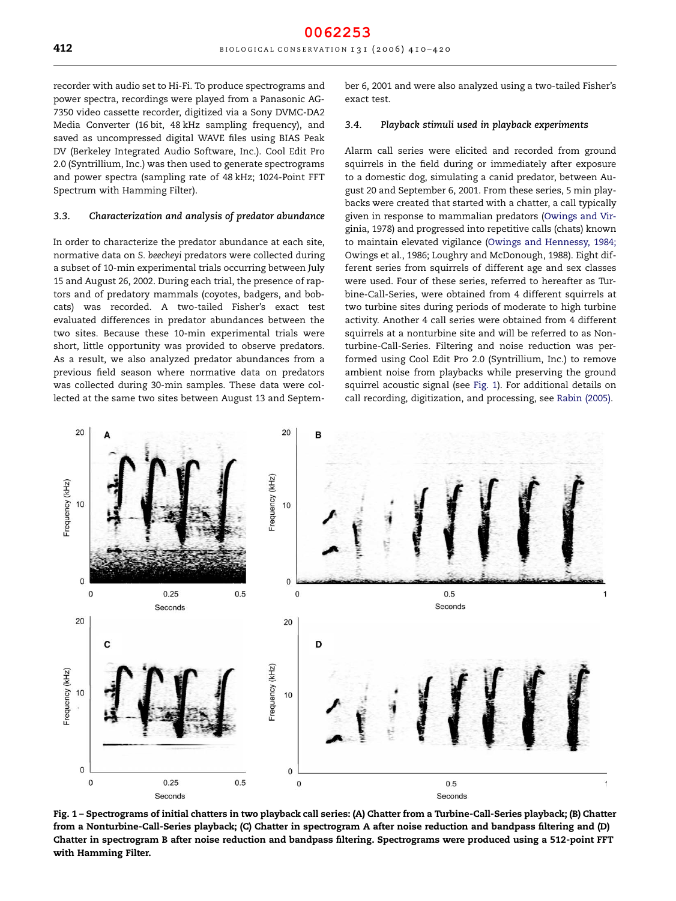recorder with audio set to Hi-Fi. To produce spectrograms and power spectra, recordings were played from a Panasonic AG-7350 video cassette recorder, digitized via a Sony DVMC-DA2 Media Converter (16 bit, 48 kHz sampling frequency), and saved as uncompressed digital WAVE files using BIAS Peak DV (Berkeley Integrated Audio Software, Inc.). Cool Edit Pro 2.0 (Syntrillium, Inc.) was then used to generate spectrograms and power spectra (sampling rate of 48 kHz; 1024-Point FFT Spectrum with Hamming Filter).

### 3.3. *Characterization and analysis of predator abundance*

In order to characterize the predator abundance at each site, normative data on *S. beecheyi* predators were collected during a subset of 10-min experimental trials occurring between July 15 and August 26, 2002. During each trial, the presence of raptors and of predatory mammals (coyotes, badgers, and bobcats) was recorded. A two-tailed Fisher's exact test evaluated differences in predator abundances between the two sites. Because these 10-min experimental trials were short, little opportunity was provided to observe predators. As a result, we also analyzed predator abundances from a previous field season where normative data on predators was collected during 30-min samples. These data were collected at the same two sites between August 13 and September 6, 2001 and were also analyzed using a two-tailed Fisher's exact test.

### 3.4. *Playback stimuli used in playback experiments*

Alarm call series were elicited and recorded from ground squirrels in the field during or immediately after exposure to a domestic dog, simulating a canid predator, between August 20 and September 6, 2001. From these series, 5 min playbacks were created that started with a chatter, a call typically given in response to mammalian predators (Owings and Virginia, 1978) and progressed into repetitive calls (chats) known to maintain elevated vigilance (Owings and Hennessy, 1984; Owings et al., 1986; Loughry and McDonough, 1988). Eight different series from squirrels of different age and sex classes were used. Four of these series, referred to hereafter as Turbine-Call-Series, were obtained from 4 different squirrels at two turbine sites during periods of moderate to high turbine activity. Another 4 call series were obtained from 4 different squirrels at a nonturbine site and will be referred to as Nonturbine-Call-Series. Filtering and noise reduction was performed using Cool Edit Pro 2.0 (Syntrillium, Inc.) to remove ambient noise from playbacks while preserving the ground squirrel acoustic signal (see Fig. 1). For additional details on call recording, digitization, and processing, see Rabin (2005).

**Fig. 1 – Spectrograms of initial chatters in two playback call series: (A) Chatter from a Turbine-Call-Series playback; (B) Chatter from a Nonturbine-Call-Series playback; (C) Chatter in spectrogram A after noise reduction and bandpass filtering and (D) Chatter in spectrogram B after noise reduction and bandpass filtering. Spectrograms were produced using a 512-point FFT with Hamming Filter.**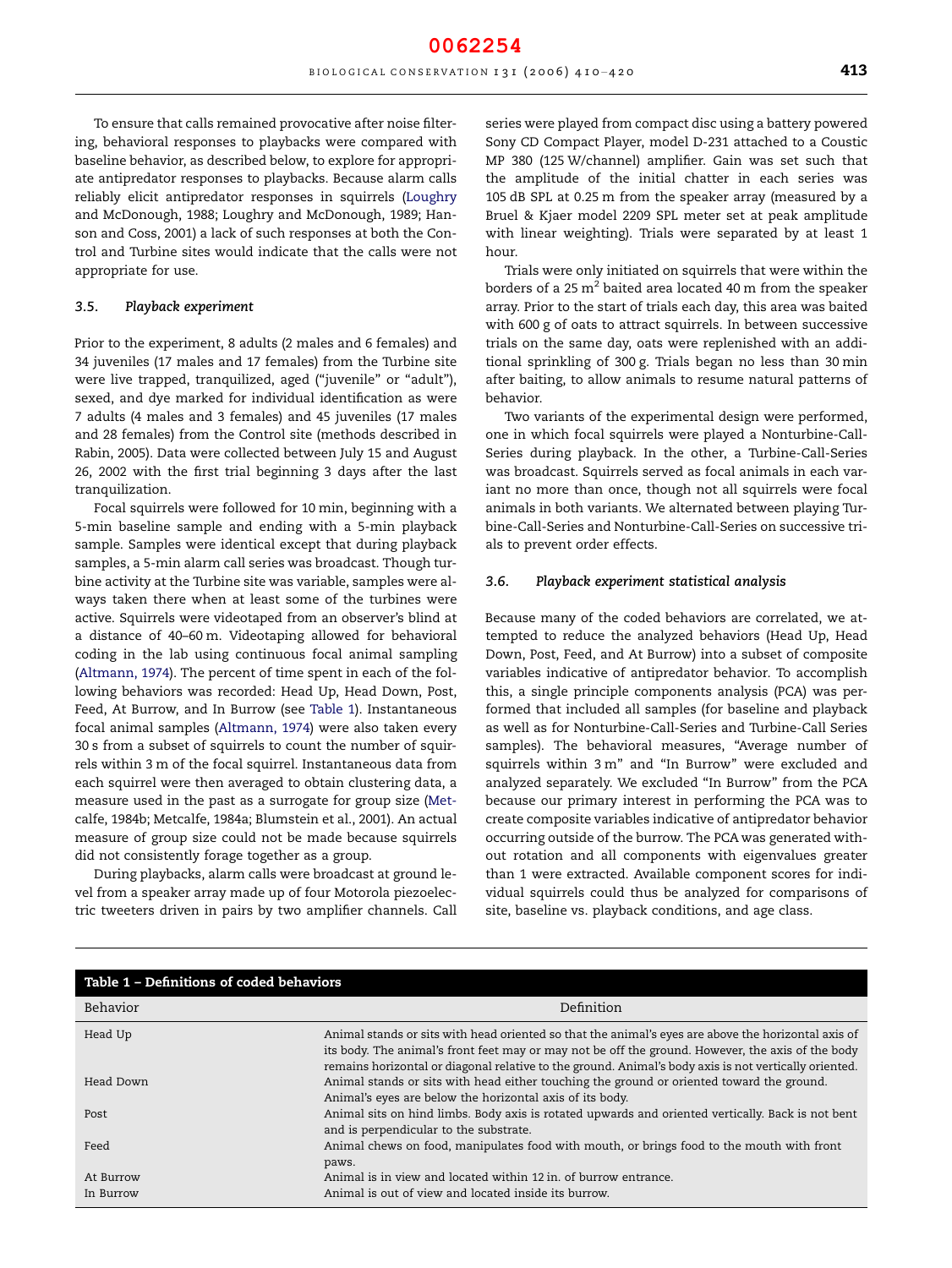To ensure that calls remained provocative after noise filtering, behavioral responses to playbacks were compared with baseline behavior, as described below, to explore for appropriate antipredator responses to playbacks. Because alarm calls reliably elicit antipredator responses in squirrels (Loughry and McDonough, 1988; Loughry and McDonough, 1989; Hanson and Coss, 2001) a lack of such responses at both the Control and Turbine sites would indicate that the calls were not appropriate for use.

### 3.5. *Playback experiment*

Prior to the experiment, 8 adults (2 males and 6 females) and 34 juveniles (17 males and 17 females) from the Turbine site were live trapped, tranquilized, aged ("juvenile" or "adult"), sexed, and dye marked for individual identification as were 7 adults (4 males and 3 females) and 45 juveniles (17 males and 28 females) from the Control site (methods described in Rabin, 2005). Data were collected between July 15 and August 26, 2002 with the first trial beginning 3 days after the last tranquilization.

Focal squirrels were followed for 10 min, beginning with a 5-min baseline sample and ending with a 5-min playback sample. Samples were identical except that during playback samples, a 5-min alarm call series was broadcast. Though turbine activity at the Turbine site was variable, samples were always taken there when at least some of the turbines were active. Squirrels were videotaped from an observer's blind at a distance of 40–60 m. Videotaping allowed for behavioral coding in the lab using continuous focal animal sampling (Altmann, 1974). The percent of time spent in each of the following behaviors was recorded: Head Up, Head Down, Post, Feed, At Burrow, and In Burrow (see Table 1). Instantaneous focal animal samples (Altmann, 1974) were also taken every 30 s from a subset of squirrels to count the number of squirrels within 3 m of the focal squirrel. Instantaneous data from each squirrel were then averaged to obtain clustering data, a measure used in the past as a surrogate for group size (Metcalfe, 1984b; Metcalfe, 1984a; Blumstein et al., 2001). An actual measure of group size could not be made because squirrels did not consistently forage together as a group.

During playbacks, alarm calls were broadcast at ground level from a speaker array made up of four Motorola piezoelectric tweeters driven in pairs by two amplifier channels. Call series were played from compact disc using a battery powered Sony CD Compact Player, model D-231 attached to a Coustic MP 380 (125 W/channel) amplifier. Gain was set such that the amplitude of the initial chatter in each series was 105 dB SPL at 0.25 m from the speaker array (measured by a Bruel & Kjaer model 2209 SPL meter set at peak amplitude with linear weighting). Trials were separated by at least 1 hour.

Trials were only initiated on squirrels that were within the borders of a 25 $m^2$ baited area located 40 m from the speaker array. Prior to the start of trials each day, this area was baited with 600 g of oats to attract squirrels. In between successive trials on the same day, oats were replenished with an additional sprinkling of 300 g. Trials began no less than 30 min after baiting, to allow animals to resume natural patterns of behavior.

Two variants of the experimental design were performed, one in which focal squirrels were played a Nonturbine-Call-Series during playback. In the other, a Turbine-Call-Series was broadcast. Squirrels served as focal animals in each variant no more than once, though not all squirrels were focal animals in both variants. We alternated between playing Turbine-Call-Series and Nonturbine-Call-Series on successive trials to prevent order effects.

### 3.6. *Playback experiment statistical analysis*

Because many of the coded behaviors are correlated, we attempted to reduce the analyzed behaviors (Head Up, Head Down, Post, Feed, and At Burrow) into a subset of composite variables indicative of antipredator behavior. To accomplish this, a single principle components analysis (PCA) was performed that included all samples (for baseline and playback as well as for Nonturbine-Call-Series and Turbine-Call Series samples). The behavioral measures, "Average number of squirrels within 3 m" and "In Burrow" were excluded and analyzed separately. We excluded "In Burrow" from the PCA because our primary interest in performing the PCA was to create composite variables indicative of antipredator behavior occurring outside of the burrow. The PCA was generated without rotation and all components with eigenvalues greater than 1 were extracted. Available component scores for individual squirrels could thus be analyzed for comparisons of site, baseline vs. playback conditions, and age class.

**Table 1 – Definitions of coded behaviors**

| Behavior | Definition |
|---|---|
| Head Up | Animal stands or sits with head oriented so that the animal's eyes are above the horizontal axis of its body. The animal's front feet may or may not be off the ground. However, the axis of the body remains horizontal or diagonal relative to the ground. Animal's body axis is not vertically oriented. |
| Head Down | Animal stands or sits with head either touching the ground or oriented toward the ground. Animal's eyes are below the horizontal axis of its body. |
| Post | Animal sits on hind limbs. Body axis is rotated upwards and oriented vertically. Back is not bent and is perpendicular to the substrate. |
| Feed | Animal chews on food, manipulates food with mouth, or brings food to the mouth with front paws. |
| At Burrow | Animal is in view and located within 12 in. of burrow entrance. |
| In Burrow | Animal is out of view and located inside its burrow. |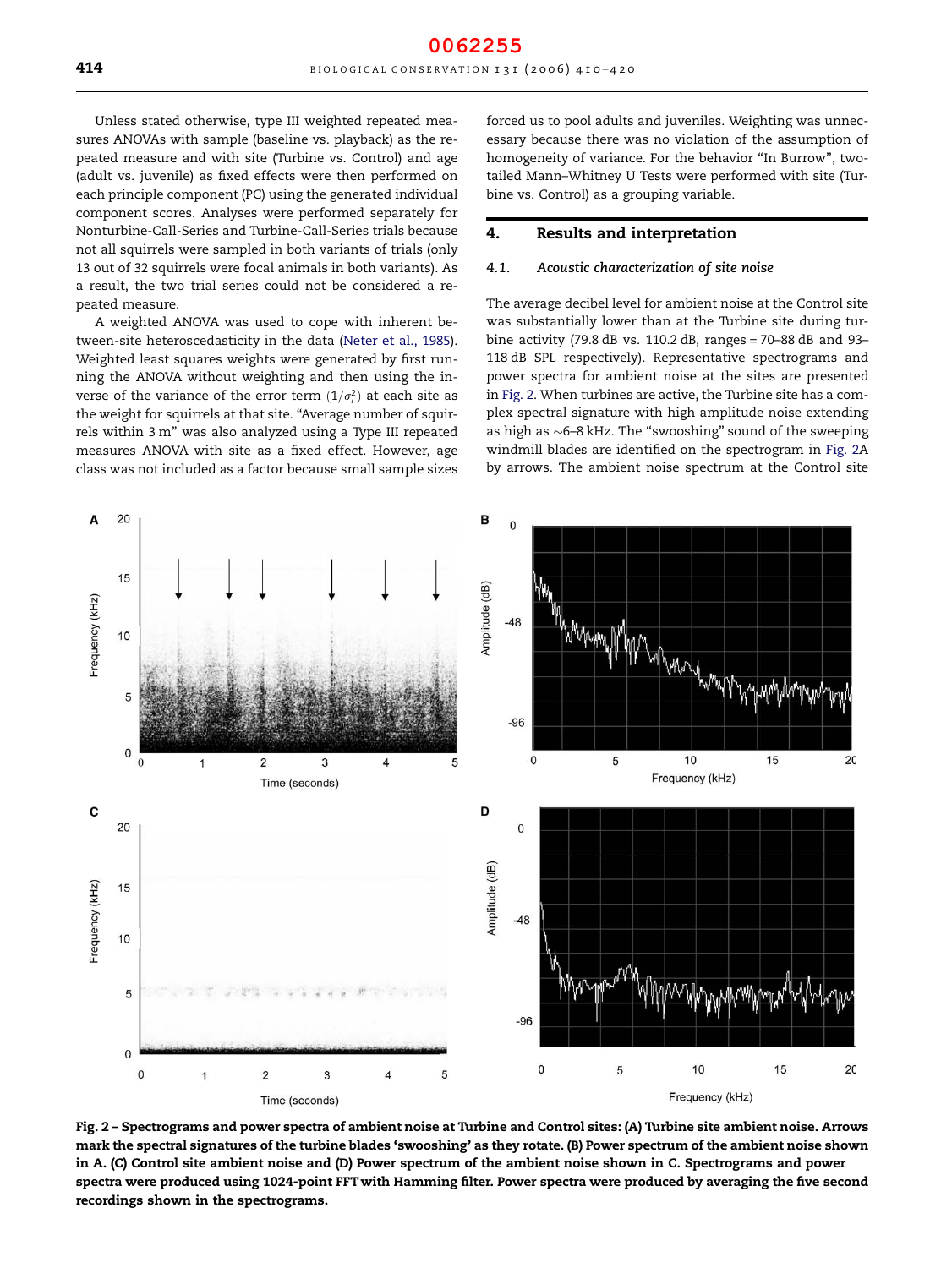Unless stated otherwise, type III weighted repeated measures ANOVAs with sample (baseline vs. playback) as the repeated measure and with site (Turbine vs. Control) and age (adult vs. juvenile) as fixed effects were then performed on each principle component (PC) using the generated individual component scores. Analyses were performed separately for Nonturbine-Call-Series and Turbine-Call-Series trials because not all squirrels were sampled in both variants of trials (only 13 out of 32 squirrels were focal animals in both variants). As a result, the two trial series could not be considered a repeated measure.

A weighted ANOVA was used to cope with inherent between-site heteroscedasticity in the data (Neter et al., 1985). Weighted least squares weights were generated by first running the ANOVA without weighting and then using the inverse of the variance of the error term $(1/\sigma_i^2)$ at each site as the weight for squirrels at that site. "Average number of squirrels within 3 m" was also analyzed using a Type III repeated measures ANOVA with site as a fixed effect. However, age class was not included as a factor because small sample sizes forced us to pool adults and juveniles. Weighting was unnecessary because there was no violation of the assumption of homogeneity of variance. For the behavior "In Burrow", two-tailed Mann–Whitney U Tests were performed with site (Turbine vs. Control) as a grouping variable.

## 4. Results and interpretation

### 4.1. Acoustic characterization of site noise

The average decibel level for ambient noise at the Control site was substantially lower than at the Turbine site during turbine activity (79.8 dB vs. 110.2 dB, ranges = 70–88 dB and 93–118 dB SPL respectively). Representative spectrograms and power spectra for ambient noise at the sites are presented in Fig. 2. When turbines are active, the Turbine site has a complex spectral signature with high amplitude noise extending as high as ~6–8 kHz. The "swooshing" sound of the sweeping windmill blades are identified on the spectrogram in Fig. 2A by arrows. The ambient noise spectrum at the Control site

**Fig. 2 – Spectrograms and power spectra of ambient noise at Turbine and Control sites: (A) Turbine site ambient noise. Arrows mark the spectral signatures of the turbine blades 'swooshing' as they rotate. (B) Power spectrum of the ambient noise shown in A. (C) Control site ambient noise and (D) Power spectrum of the ambient noise shown in C. Spectrograms and power spectra were produced using 1024-point FFT with Hamming filter. Power spectra were produced by averaging the five second recordings shown in the spectrograms.**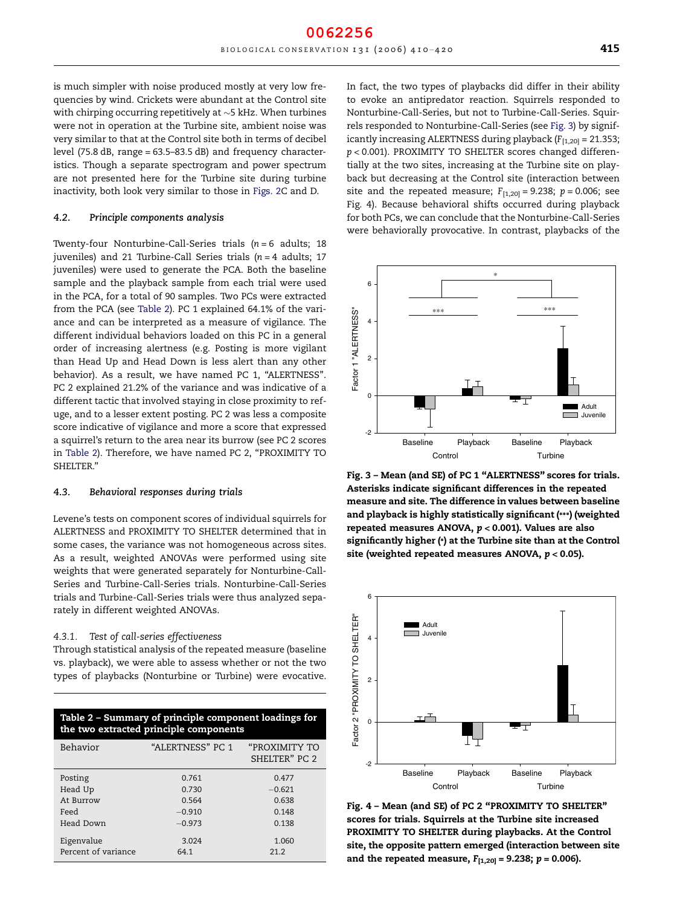is much simpler with noise produced mostly at very low frequencies by wind. Crickets were abundant at the Control site with chirping occurring repetitively at ~5 kHz. When turbines were not in operation at the Turbine site, ambient noise was very similar to that at the Control site both in terms of decibel level (75.8 dB, range = 63.5–83.5 dB) and frequency characteristics. Though a separate spectrogram and power spectrum are not presented here for the Turbine site during turbine inactivity, both look very similar to those in Figs. 2C and D.

### 4.2. *Principle components analysis*

Twenty-four Nonturbine-Call-Series trials ($n = 6$ adults; 18 juveniles) and 21 Turbine-Call Series trials ($n = 4$ adults; 17 juveniles) were used to generate the PCA. Both the baseline sample and the playback sample from each trial were used in the PCA, for a total of 90 samples. Two PCs were extracted from the PCA (see Table 2). PC 1 explained 64.1% of the variance and can be interpreted as a measure of vigilance. The different individual behaviors loaded on this PC in a general order of increasing alertness (e.g. Posting is more vigilant than Head Up and Head Down is less alert than any other behavior). As a result, we have named PC 1, "ALERTNESS". PC 2 explained 21.2% of the variance and was indicative of a different tactic that involved staying in close proximity to refuge, and to a lesser extent posting. PC 2 was less a composite score indicative of vigilance and more a score that expressed a squirrel's return to the area near its burrow (see PC 2 scores in Table 2). Therefore, we have named PC 2, "PROXIMITY TO SHELTER."

### 4.3. *Behavioral responses during trials*

Levene's tests on component scores of individual squirrels for ALERTNESS and PROXIMITY TO SHELTER determined that in some cases, the variance was not homogeneous across sites. As a result, weighted ANOVAs were performed using site weights that were generated separately for Nonturbine-Call-Series and Turbine-Call-Series trials. Nonturbine-Call-Series trials and Turbine-Call-Series trials were thus analyzed separately in different weighted ANOVAs.

#### 4.3.1. *Test of call-series effectiveness*

Through statistical analysis of the repeated measure (baseline vs. playback), we were able to assess whether or not the two types of playbacks (Nonturbine or Turbine) were evocative. In fact, the two types of playbacks did differ in their ability to evoke an antipredator reaction. Squirrels responded to Nonturbine-Call-Series, but not to Turbine-Call-Series. Squirrels responded to Nonturbine-Call-Series (see Fig. 3) by significantly increasing ALERTNESS during playback ($F_{[1,20]} = 21.353$; $p < 0.001$). PROXIMITY TO SHELTER scores changed differentially at the two sites, increasing at the Turbine site on playback but decreasing at the Control site (interaction between site and the repeated measure; $F_{[1,20]} = 9.238$; $p = 0.006$; see Fig. 4). Because behavioral shifts occurred during playback for both PCs, we can conclude that the Nonturbine-Call-Series were behaviorally provocative. In contrast, playbacks of the

**Table 2 – Summary of principle component loadings for the two extracted principle components**

| Behavior | "ALERTNESS" PC 1 | "PROXIMITY TO SHELTER" PC 2 |
|---|---|---|
| Posting | 0.761 | 0.477 |
| Head Up | 0.730 | −0.621 |
| At Burrow | 0.564 | 0.638 |
| Feed | −0.910 | 0.148 |
| Head Down | −0.973 | 0.138 |
| Eigenvalue | 3.024 | 1.060 |
| Percent of variance | 64.1 | 21.2 |

**Fig. 3 – Mean (and SE) of PC 1 "ALERTNESS" scores for trials. Asterisks indicate significant differences in the repeated measure and site. The difference in values between baseline and playback is highly statistically significant (***) (weighted repeated measures ANOVA, $p < 0.001$). Values are also significantly higher (*) at the Turbine site than at the Control site (weighted repeated measures ANOVA, $p < 0.05$).**

**Fig. 4 – Mean (and SE) of PC 2 "PROXIMITY TO SHELTER" scores for trials. Squirrels at the Turbine site increased PROXIMITY TO SHELTER during playbacks. At the Control site, the opposite pattern emerged (interaction between site and the repeated measure, $F_{[1,20]} = 9.238$; $p = 0.006$).**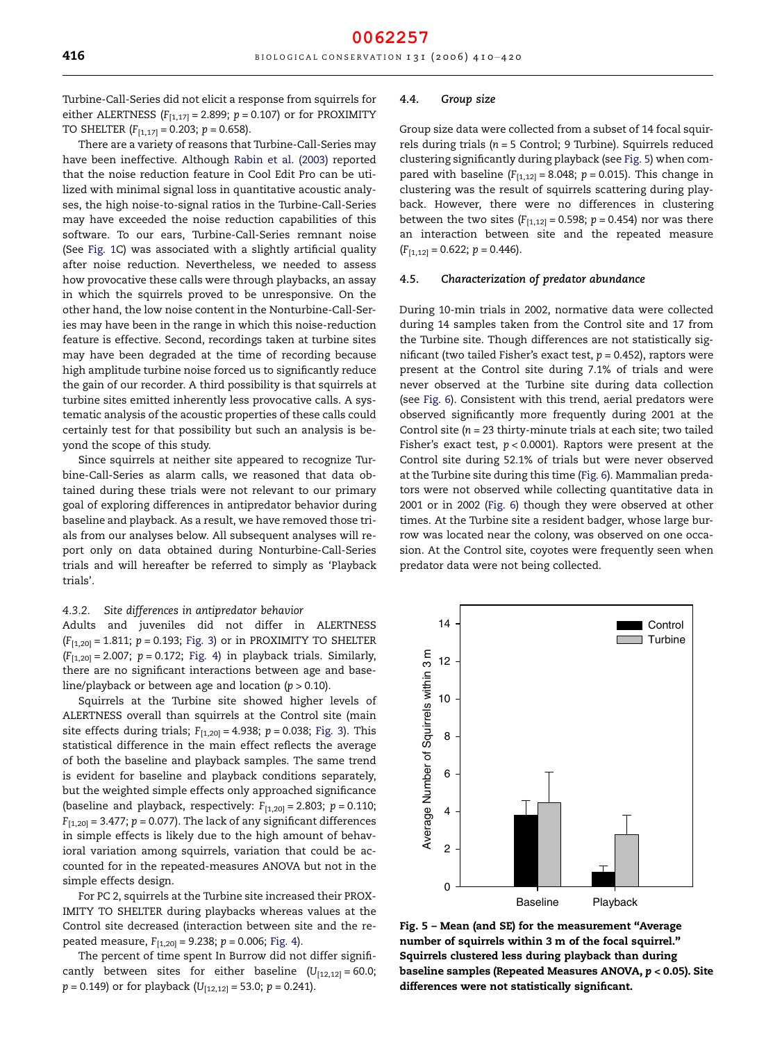Turbine-Call-Series did not elicit a response from squirrels for either ALERTNESS ($F_{[1,17]} = 2.899$; $p = 0.107$) or for PROXIMITY TO SHELTER ($F_{[1,17]} = 0.203$; $p = 0.658$).

There are a variety of reasons that Turbine-Call-Series may have been ineffective. Although Rabin et al. (2003) reported that the noise reduction feature in Cool Edit Pro can be utilized with minimal signal loss in quantitative acoustic analyses, the high noise-to-signal ratios in the Turbine-Call-Series may have exceeded the noise reduction capabilities of this software. To our ears, Turbine-Call-Series remnant noise (See Fig. 1C) was associated with a slightly artificial quality after noise reduction. Nevertheless, we needed to assess how provocative these calls were through playbacks, an assay in which the squirrels proved to be unresponsive. On the other hand, the low noise content in the Nonturbine-Call-Series may have been in the range in which this noise-reduction feature is effective. Second, recordings taken at turbine sites may have been degraded at the time of recording because high amplitude turbine noise forced us to significantly reduce the gain of our recorder. A third possibility is that squirrels at turbine sites emitted inherently less provocative calls. A systematic analysis of the acoustic properties of these calls could certainly test for that possibility but such an analysis is beyond the scope of this study.

Since squirrels at neither site appeared to recognize Turbine-Call-Series as alarm calls, we reasoned that data obtained during these trials were not relevant to our primary goal of exploring differences in antipredator behavior during baseline and playback. As a result, we have removed those trials from our analyses below. All subsequent analyses will report only on data obtained during Nonturbine-Call-Series trials and will hereafter be referred to simply as 'Playback trials'.

#### 4.3.2. Site differences in antipredator behavior

Adults and juveniles did not differ in ALERTNESS ($F_{[1,20]} = 1.811$; $p = 0.193$; Fig. 3) or in PROXIMITY TO SHELTER ($F_{[1,20]} = 2.007$; $p = 0.172$; Fig. 4) in playback trials. Similarly, there are no significant interactions between age and baseline/playback or between age and location ($p > 0.10$).

Squirrels at the Turbine site showed higher levels of ALERTNESS overall than squirrels at the Control site (main site effects during trials; $F_{[1,20]} = 4.938$; $p = 0.038$; Fig. 3). This statistical difference in the main effect reflects the average of both the baseline and playback samples. The same trend is evident for baseline and playback conditions separately, but the weighted simple effects only approached significance (baseline and playback, respectively: $F_{[1,20]} = 2.803$; $p = 0.110$; $F_{[1,20]} = 3.477$; $p = 0.077$). The lack of any significant differences in simple effects is likely due to the high amount of behavioral variation among squirrels, variation that could be accounted for in the repeated-measures ANOVA but not in the simple effects design.

For PC 2, squirrels at the Turbine site increased their PROXIMITY TO SHELTER during playbacks whereas values at the Control site decreased (interaction between site and the repeated measure, $F_{[1,20]} = 9.238$; $p = 0.006$; Fig. 4).

The percent of time spent In Burrow did not differ significantly between sites for either baseline ($U_{[12,12]} = 60.0$; $p = 0.149$) or for playback ($U_{[12,12]} = 53.0$; $p = 0.241$).

### 4.4. Group size

Group size data were collected from a subset of 14 focal squirrels during trials ($n = 5$ Control; 9 Turbine). Squirrels reduced clustering significantly during playback (see Fig. 5) when compared with baseline ($F_{[1,12]} = 8.048$; $p = 0.015$). This change in clustering was the result of squirrels scattering during playback. However, there were no differences in clustering between the two sites ($F_{[1,12]} = 0.598$; $p = 0.454$) nor was there an interaction between site and the repeated measure ($F_{[1,12]} = 0.622$; $p = 0.446$).

### 4.5. Characterization of predator abundance

During 10-min trials in 2002, normative data were collected during 14 samples taken from the Control site and 17 from the Turbine site. Though differences are not statistically significant (two tailed Fisher's exact test, $p = 0.452$), raptors were present at the Control site during 7.1% of trials and were never observed at the Turbine site during data collection (see Fig. 6). Consistent with this trend, aerial predators were observed significantly more frequently during 2001 at the Control site ($n = 23$ thirty-minute trials at each site; two tailed Fisher's exact test, $p < 0.0001$). Raptors were present at the Control site during 52.1% of trials but were never observed at the Turbine site during this time (Fig. 6). Mammalian predators were not observed while collecting quantitative data in 2001 or in 2002 (Fig. 6) though they were observed at other times. At the Turbine site a resident badger, whose large burrow was located near the colony, was observed on one occasion. At the Control site, coyotes were frequently seen when predator data were not being collected.

**Fig. 5 – Mean (and SE) for the measurement "Average number of squirrels within 3 m of the focal squirrel." Squirrels clustered less during playback than during baseline samples (Repeated Measures ANOVA, $p < 0.05$). Site differences were not statistically significant.**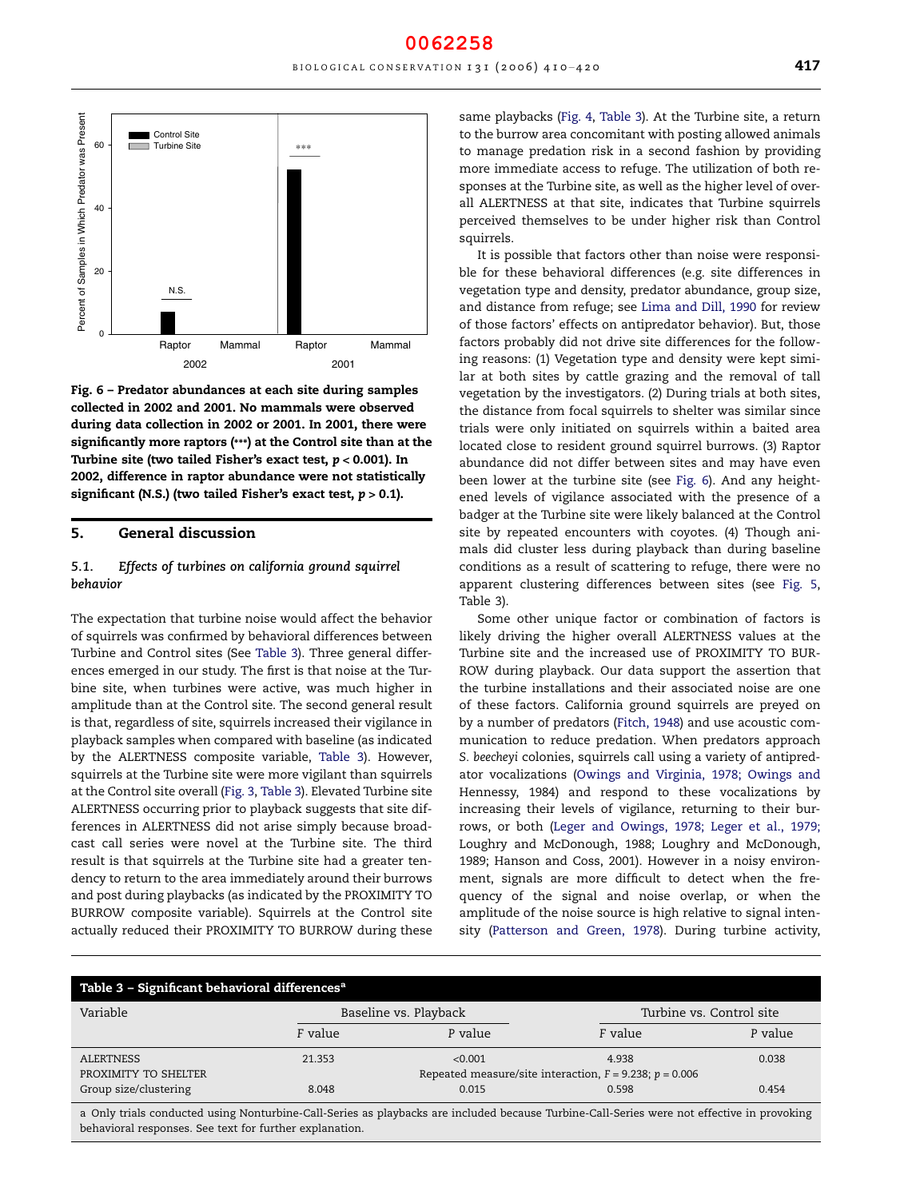Fig. 6 – Predator abundances at each site during samples collected in 2002 and 2001. No mammals were observed during data collection in 2002 or 2001. In 2001, there were significantly more raptors (***) at the Control site than at the Turbine site (two tailed Fisher's exact test, $p < 0.001$). In 2002, difference in raptor abundance were not statistically significant (N.S.) (two tailed Fisher's exact test, $p > 0.1$).

## 5. General discussion

### 5.1. *Effects of turbines on california ground squirrel behavior*

The expectation that turbine noise would affect the behavior of squirrels was confirmed by behavioral differences between Turbine and Control sites (See Table 3). Three general differences emerged in our study. The first is that noise at the Turbine site, when turbines were active, was much higher in amplitude than at the Control site. The second general result is that, regardless of site, squirrels increased their vigilance in playback samples when compared with baseline (as indicated by the ALERTNESS composite variable, Table 3). However, squirrels at the Turbine site were more vigilant than squirrels at the Control site overall (Fig. 3, Table 3). Elevated Turbine site ALERTNESS occurring prior to playback suggests that site differences in ALERTNESS did not arise simply because broadcast call series were novel at the Turbine site. The third result is that squirrels at the Turbine site had a greater tendency to return to the area immediately around their burrows and post during playbacks (as indicated by the PROXIMITY TO BURROW composite variable). Squirrels at the Control site actually reduced their PROXIMITY TO BURROW during these same playbacks (Fig. 4, Table 3). At the Turbine site, a return to the burrow area concomitant with posting allowed animals to manage predation risk in a second fashion by providing more immediate access to refuge. The utilization of both responses at the Turbine site, as well as the higher level of overall ALERTNESS at that site, indicates that Turbine squirrels perceived themselves to be under higher risk than Control squirrels.

It is possible that factors other than noise were responsible for these behavioral differences (e.g. site differences in vegetation type and density, predator abundance, group size, and distance from refuge; see Lima and Dill, 1990 for review of those factors' effects on antipredator behavior). But, those factors probably did not drive site differences for the following reasons: (1) Vegetation type and density were kept similar at both sites by cattle grazing and the removal of tall vegetation by the investigators. (2) During trials at both sites, the distance from focal squirrels to shelter was similar since trials were only initiated on squirrels within a baited area located close to resident ground squirrel burrows. (3) Raptor abundance did not differ between sites and may have even been lower at the turbine site (see Fig. 6). And any heightened levels of vigilance associated with the presence of a badger at the Turbine site were likely balanced at the Control site by repeated encounters with coyotes. (4) Though animals did cluster less during playback than during baseline conditions as a result of scattering to refuge, there were no apparent clustering differences between sites (see Fig. 5, Table 3).

Some other unique factor or combination of factors is likely driving the higher overall ALERTNESS values at the Turbine site and the increased use of PROXIMITY TO BURROW during playback. Our data support the assertion that the turbine installations and their associated noise are one of these factors. California ground squirrels are preyed on by a number of predators (Fitch, 1948) and use acoustic communication to reduce predation. When predators approach *S. beecheyi* colonies, squirrels call using a variety of antipredator vocalizations (Owings and Virginia, 1978; Owings and Hennessy, 1984) and respond to these vocalizations by increasing their levels of vigilance, returning to their burrows, or both (Leger and Owings, 1978; Leger et al., 1979; Loughry and McDonough, 1988; Loughry and McDonough, 1989; Hanson and Coss, 2001). However in a noisy environment, signals are more difficult to detect when the frequency of the signal and noise overlap, or when the amplitude of the noise source is high relative to signal intensity (Patterson and Green, 1978). During turbine activity,

**Table 3 – Significant behavioral differences[a]**

| Variable | Baseline vs. Playback | | Turbine vs. Control site | |
|---|---|---|---|---|
| | *F* value | *P* value | *F* value | *P* value |
| ALERTNESS | 21.353 | <0.001 | 4.938 | 0.038 |
| PROXIMITY TO SHELTER | Repeated measure/site interaction, $F = 9.238$; $p = 0.006$ | | | |
| Group size/clustering | 8.048 | 0.015 | 0.598 | 0.454 |

a Only trials conducted using Nonturbine-Call-Series as playbacks are included because Turbine-Call-Series were not effective in provoking behavioral responses. See text for further explanation.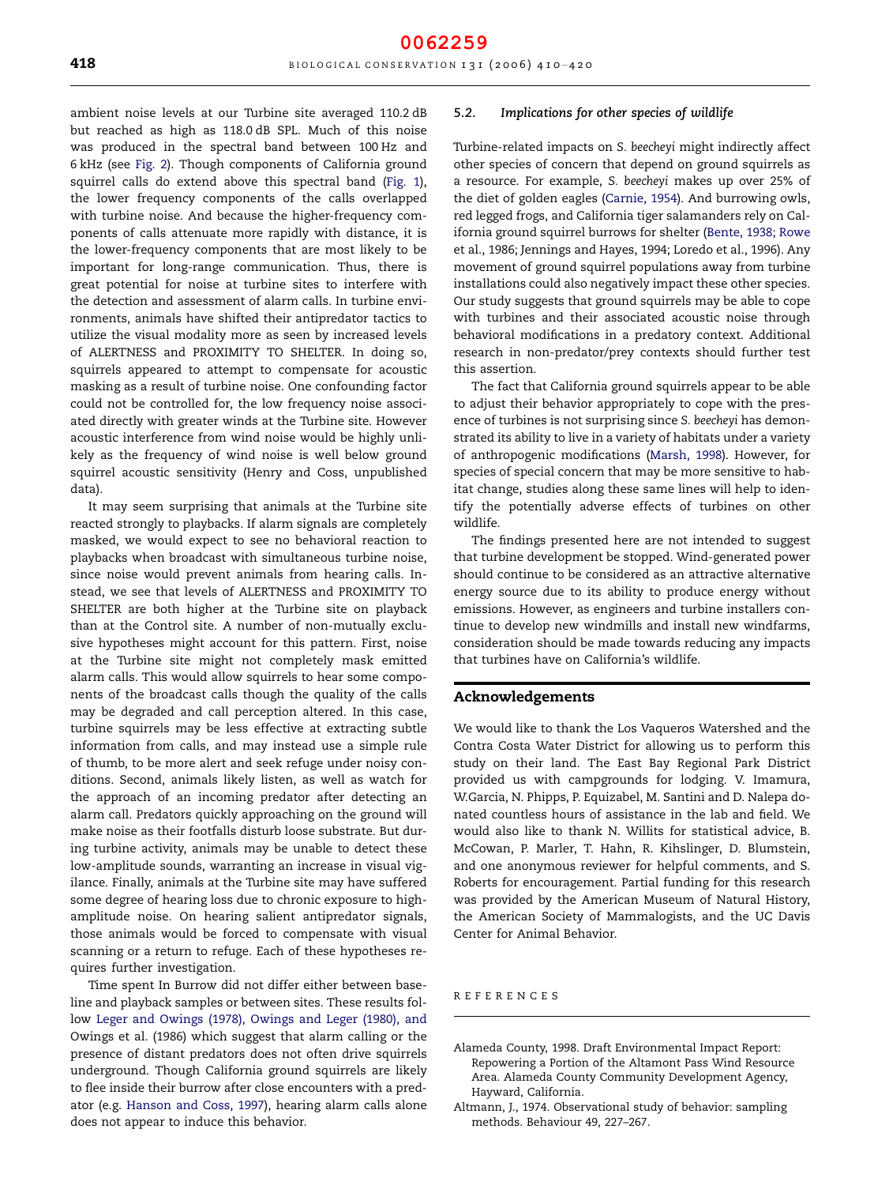ambient noise levels at our Turbine site averaged 110.2 dB but reached as high as 118.0 dB SPL. Much of this noise was produced in the spectral band between 100 Hz and 6 kHz (see Fig. 2). Though components of California ground squirrel calls do extend above this spectral band (Fig. 1), the lower frequency components of the calls overlapped with turbine noise. And because the higher-frequency components of calls attenuate more rapidly with distance, it is the lower-frequency components that are most likely to be important for long-range communication. Thus, there is great potential for noise at turbine sites to interfere with the detection and assessment of alarm calls. In turbine environments, animals have shifted their antipredator tactics to utilize the visual modality more as seen by increased levels of ALERTNESS and PROXIMITY TO SHELTER. In doing so, squirrels appeared to attempt to compensate for acoustic masking as a result of turbine noise. One confounding factor could not be controlled for, the low frequency noise associated directly with greater winds at the Turbine site. However acoustic interference from wind noise would be highly unlikely as the frequency of wind noise is well below ground squirrel acoustic sensitivity (Henry and Coss, unpublished data).

It may seem surprising that animals at the Turbine site reacted strongly to playbacks. If alarm signals are completely masked, we would expect to see no behavioral reaction to playbacks when broadcast with simultaneous turbine noise, since noise would prevent animals from hearing calls. Instead, we see that levels of ALERTNESS and PROXIMITY TO SHELTER are both higher at the Turbine site on playback than at the Control site. A number of non-mutually exclusive hypotheses might account for this pattern. First, noise at the Turbine site might not completely mask emitted alarm calls. This would allow squirrels to hear some components of the broadcast calls though the quality of the calls may be degraded and call perception altered. In this case, turbine squirrels may be less effective at extracting subtle information from calls, and may instead use a simple rule of thumb, to be more alert and seek refuge under noisy conditions. Second, animals likely listen, as well as watch for the approach of an incoming predator after detecting an alarm call. Predators quickly approaching on the ground will make noise as their footfalls disturb loose substrate. But during turbine activity, animals may be unable to detect these low-amplitude sounds, warranting an increase in visual vigilance. Finally, animals at the Turbine site may have suffered some degree of hearing loss due to chronic exposure to high-amplitude noise. On hearing salient antipredator signals, those animals would be forced to compensate with visual scanning or a return to refuge. Each of these hypotheses requires further investigation.

Time spent In Burrow did not differ either between baseline and playback samples or between sites. These results follow Leger and Owings (1978), Owings and Leger (1980), and Owings et al. (1986) which suggest that alarm calling or the presence of distant predators does not often drive squirrels underground. Though California ground squirrels are likely to flee inside their burrow after close encounters with a predator (e.g. Hanson and Coss, 1997), hearing alarm calls alone does not appear to induce this behavior.

### 5.2. *Implications for other species of wildlife*

Turbine-related impacts on *S. beecheyi* might indirectly affect other species of concern that depend on ground squirrels as a resource. For example, *S. beecheyi* makes up over 25% of the diet of golden eagles (Carnie, 1954). And burrowing owls, red legged frogs, and California tiger salamanders rely on California ground squirrel burrows for shelter (Bente, 1938; Rowe et al., 1986; Jennings and Hayes, 1994; Loredo et al., 1996). Any movement of ground squirrel populations away from turbine installations could also negatively impact these other species. Our study suggests that ground squirrels may be able to cope with turbines and their associated acoustic noise through behavioral modifications in a predatory context. Additional research in non-predator/prey contexts should further test this assertion.

The fact that California ground squirrels appear to be able to adjust their behavior appropriately to cope with the presence of turbines is not surprising since *S. beecheyi* has demonstrated its ability to live in a variety of habitats under a variety of anthropogenic modifications (Marsh, 1998). However, for species of special concern that may be more sensitive to habitat change, studies along these same lines will help to identify the potentially adverse effects of turbines on other wildlife.

The findings presented here are not intended to suggest that turbine development be stopped. Wind-generated power should continue to be considered as an attractive alternative energy source due to its ability to produce energy without emissions. However, as engineers and turbine installers continue to develop new windmills and install new windfarms, consideration should be made towards reducing any impacts that turbines have on California's wildlife.

## Acknowledgements

We would like to thank the Los Vaqueros Watershed and the Contra Costa Water District for allowing us to perform this study on their land. The East Bay Regional Park District provided us with campgrounds for lodging. V. Imamura, W.Garcia, N. Phipps, P. Equizabel, M. Santini and D. Nalepa donated countless hours of assistance in the lab and field. We would also like to thank N. Willits for statistical advice, B. McCowan, P. Marler, T. Hahn, R. Kihslinger, D. Blumstein, and one anonymous reviewer for helpful comments, and S. Roberts for encouragement. Partial funding for this research was provided by the American Museum of Natural History, the American Society of Mammalogists, and the UC Davis Center for Animal Behavior.

## REFERENCES

Alameda County, 1998. Draft Environmental Impact Report: Repowering a Portion of the Altamont Pass Wind Resource Area. Alameda County Community Development Agency, Hayward, California.

Altmann, J., 1974. Observational study of behavior: sampling methods. Behaviour 49, 227–267.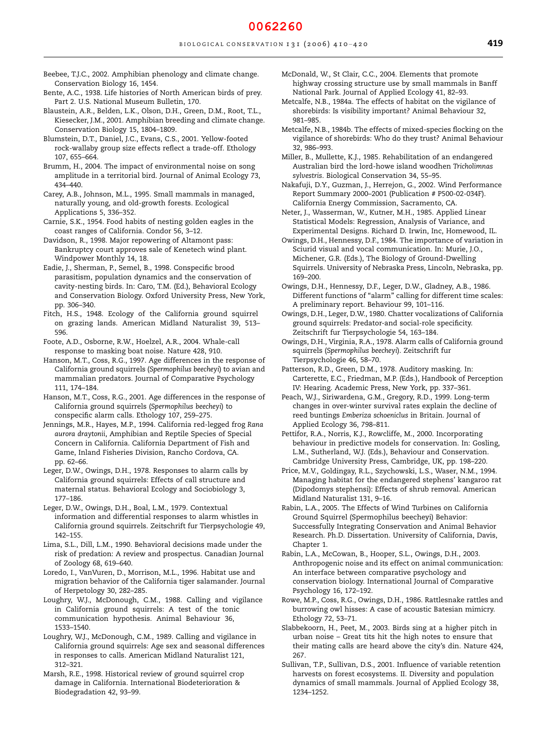Beebee, T.J.C., 2002. Amphibian phenology and climate change. Conservation Biology 16, 1454.

Bente, A.C., 1938. Life histories of North American birds of prey. Part 2. U.S. National Museum Bulletin, 170.

Blaustein, A.R., Belden, L.K., Olson, D.H., Green, D.M., Root, T.L., Kiesecker, J.M., 2001. Amphibian breeding and climate change. Conservation Biology 15, 1804–1809.

Blumstein, D.T., Daniel, J.C., Evans, C.S., 2001. Yellow-footed rock-wallaby group size effects reflect a trade-off. Ethology 107, 655–664.

Brumm, H., 2004. The impact of environmental noise on song amplitude in a territorial bird. Journal of Animal Ecology 73, 434–440.

Carey, A.B., Johnson, M.L., 1995. Small mammals in managed, naturally young, and old-growth forests. Ecological Applications 5, 336–352.

Carnie, S.K., 1954. Food habits of nesting golden eagles in the coast ranges of California. Condor 56, 3–12.

Davidson, R., 1998. Major repowering of Altamont pass: Bankruptcy court approves sale of Kenetech wind plant. Windpower Monthly 14, 18.

Eadie, J., Sherman, P., Semel, B., 1998. Conspecific brood parasitism, population dynamics and the conservation of cavity-nesting birds. In: Caro, T.M. (Ed.), Behavioral Ecology and Conservation Biology. Oxford University Press, New York, pp. 306–340.

Fitch, H.S., 1948. Ecology of the California ground squirrel on grazing lands. American Midland Naturalist 39, 513–596.

Foote, A.D., Osborne, R.W., Hoelzel, A.R., 2004. Whale-call response to masking boat noise. Nature 428, 910.

Hanson, M.T., Coss, R.G., 1997. Age differences in the response of California ground squirrels (*Spermophilus beecheyi*) to avian and mammalian predators. Journal of Comparative Psychology 111, 174–184.

Hanson, M.T., Coss, R.G., 2001. Age differences in the response of California ground squirrels (*Spermophilus beecheyi*) to conspecific alarm calls. Ethology 107, 259–275.

Jennings, M.R., Hayes, M.P., 1994. California red-legged frog *Rana aurora draytonii*, Amphibian and Reptile Species of Special Concern in California. California Department of Fish and Game, Inland Fisheries Division, Rancho Cordova, CA. pp. 62–66.

Leger, D.W., Owings, D.H., 1978. Responses to alarm calls by California ground squirrels: Effects of call structure and maternal status. Behavioral Ecology and Sociobiology 3, 177–186.

Leger, D.W., Owings, D.H., Boal, L.M., 1979. Contextual information and differential responses to alarm whistles in California ground squirrels. Zeitschrift fur Tierpsychologie 49, 142–155.

Lima, S.L., Dill, L.M., 1990. Behavioral decisions made under the risk of predation: A review and prospectus. Canadian Journal of Zoology 68, 619–640.

Loredo, I., VanVuren, D., Morrison, M.L., 1996. Habitat use and migration behavior of the California tiger salamander. Journal of Herpetology 30, 282–285.

Loughry, W.J., McDonough, C.M., 1988. Calling and vigilance in California ground squirrels: A test of the tonic communication hypothesis. Animal Behaviour 36, 1533–1540.

Loughry, W.J., McDonough, C.M., 1989. Calling and vigilance in California ground squirrels: Age sex and seasonal differences in responses to calls. American Midland Naturalist 121, 312–321.

Marsh, R.E., 1998. Historical review of ground squirrel crop damage in California. International Biodeterioration & Biodegradation 42, 93–99.

McDonald, W., St Clair, C.C., 2004. Elements that promote highway crossing structure use by small mammals in Banff National Park. Journal of Applied Ecology 41, 82–93.

Metcalfe, N.B., 1984a. The effects of habitat on the vigilance of shorebirds: Is visibility important? Animal Behaviour 32, 981–985.

Metcalfe, N.B., 1984b. The effects of mixed-species flocking on the vigilance of shorebirds: Who do they trust? Animal Behaviour 32, 986–993.

Miller, B., Mullette, K.J., 1985. Rehabilitation of an endangered Australian bird the lord-howe island woodhen *Tricholimnas sylvestris*. Biological Conservation 34, 55–95.

Nakafuji, D.Y., Guzman, J., Herrejon, G., 2002. Wind Performance Report Summary 2000–2001 (Publication # P500-02-034F). California Energy Commission, Sacramento, CA.

Neter, J., Wasserman, W., Kutner, M.H., 1985. Applied Linear Statistical Models: Regression, Analysis of Variance, and Experimental Designs. Richard D. Irwin, Inc, Homewood, IL.

Owings, D.H., Hennessy, D.F., 1984. The importance of variation in Sciurid visual and vocal communication. In: Murie, J.O., Michener, G.R. (Eds.), The Biology of Ground-Dwelling Squirrels. University of Nebraska Press, Lincoln, Nebraska, pp. 169–200.

Owings, D.H., Hennessy, D.F., Leger, D.W., Gladney, A.B., 1986. Different functions of "alarm" calling for different time scales: A preliminary report. Behaviour 99, 101–116.

Owings, D.H., Leger, D.W., 1980. Chatter vocalizations of California ground squirrels: Predator-and social-role specificity. Zeitschrift fur Tierpsychologie 54, 163–184.

Owings, D.H., Virginia, R.A., 1978. Alarm calls of California ground squirrels (*Spermophilus beecheyi*). Zeitschrift fur Tierpsychologie 46, 58–70.

Patterson, R.D., Green, D.M., 1978. Auditory masking. In: Carterette, E.C., Friedman, M.P. (Eds.), Handbook of Perception IV: Hearing. Academic Press, New York, pp. 337–361.

Peach, W.J., Siriwardena, G.M., Gregory, R.D., 1999. Long-term changes in over-winter survival rates explain the decline of reed buntings *Emberiza schoeniclus* in Britain. Journal of Applied Ecology 36, 798–811.

Pettifor, R.A., Norris, K.J., Rowcliffe, M., 2000. Incorporating behaviour in predictive models for conservation. In: Gosling, L.M., Sutherland, W.J. (Eds.), Behaviour and Conservation. Cambridge University Press, Cambridge, UK, pp. 198–220.

Price, M.V., Goldingay, R.L., Szychowski, L.S., Waser, N.M., 1994. Managing habitat for the endangered stephens' kangaroo rat (Dipodomys stephensi): Effects of shrub removal. American Midland Naturalist 131, 9–16.

Rabin, L.A., 2005. The Effects of Wind Turbines on California Ground Squirrel (Spermophilus beecheyi) Behavior: Successfully Integrating Conservation and Animal Behavior Research. Ph.D. Dissertation. University of California, Davis, Chapter 1.

Rabin, L.A., McCowan, B., Hooper, S.L., Owings, D.H., 2003. Anthropogenic noise and its effect on animal communication: An interface between comparative psychology and conservation biology. International Journal of Comparative Psychology 16, 172–192.

Rowe, M.P., Coss, R.G., Owings, D.H., 1986. Rattlesnake rattles and burrowing owl hisses: A case of acoustic Batesian mimicry. Ethology 72, 53–71.

Slabbekoorn, H., Peet, M., 2003. Birds sing at a higher pitch in urban noise – Great tits hit the high notes to ensure that their mating calls are heard above the city's din. Nature 424, 267.

Sullivan, T.P., Sullivan, D.S., 2001. Influence of variable retention harvests on forest ecosystems. II. Diversity and population dynamics of small mammals. Journal of Applied Ecology 38, 1234–1252.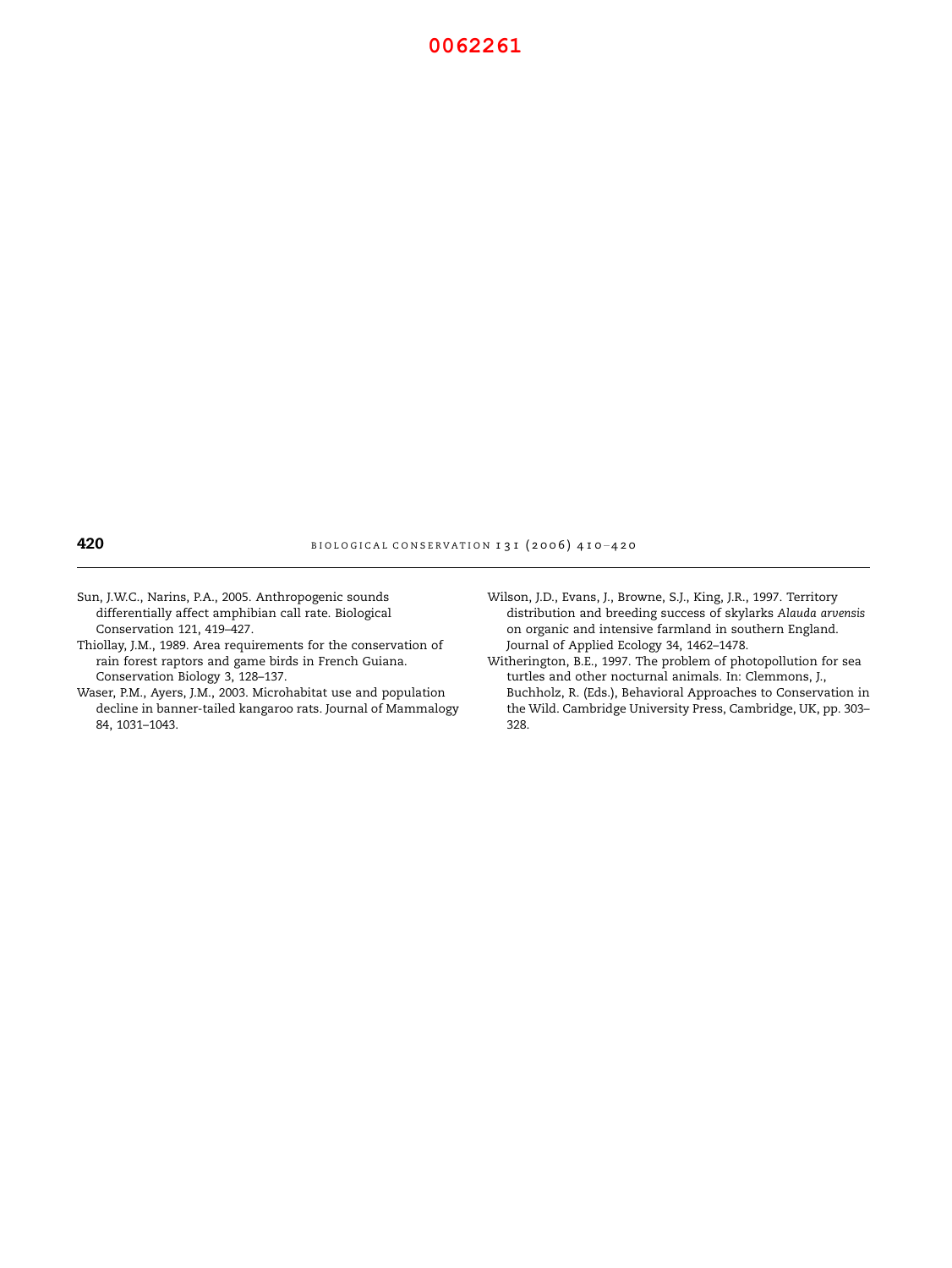Sun, J.W.C., Narins, P.A., 2005. Anthropogenic sounds differentially affect amphibian call rate. Biological Conservation 121, 419–427.

Thiollay, J.M., 1989. Area requirements for the conservation of rain forest raptors and game birds in French Guiana. Conservation Biology 3, 128–137.

Waser, P.M., Ayers, J.M., 2003. Microhabitat use and population decline in banner-tailed kangaroo rats. Journal of Mammalogy 84, 1031–1043.

Wilson, J.D., Evans, J., Browne, S.J., King, J.R., 1997. Territory distribution and breeding success of skylarks *Alauda arvensis* on organic and intensive farmland in southern England. Journal of Applied Ecology 34, 1462–1478.

Witherington, B.E., 1997. The problem of photopollution for sea turtles and other nocturnal animals. In: Clemmons, J., Buchholz, R. (Eds.), Behavioral Approaches to Conservation in the Wild. Cambridge University Press, Cambridge, UK, pp. 303–328.